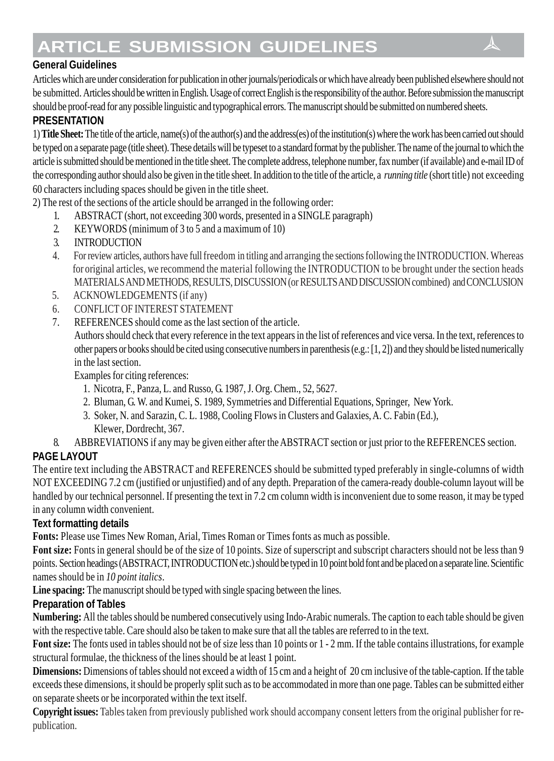# ARTICLE SUBMISSION GUIDELINES

### General Guidelines

Articles which are under consideration for publication in other journals/periodicals or which have already been published elsewhere should not be submitted. Articles should be written in English. Usage of correct English is the responsibility of the author. Before submission the manuscript should be proof-read for any possible linguistic and typographical errors. The manuscript should be submitted on numbered sheets.

### PRESENTATION

1) **Title Sheet:** The title of the article, name(s) of the author(s) and the address(es) of the institution(s) where the work has been carried out should be typed on a separate page (title sheet). These details will be typeset to a standard format by the publisher. The name of the journal to which the article is submitted should be mentioned in the title sheet. The complete address, telephone number, fax number (if available) and e-mail ID of the corresponding author should also be given in the title sheet. In addition to the title of the article, a *running title* (short title) not exceeding 60 characters including spaces should be given in the title sheet.

2) The rest of the sections of the article should be arranged in the following order:

1. ABSTRACT (short, not exceeding 300 words, presented in a SINGLE paragraph)
2. KEYWORDS (minimum of 3 to 5 and a maximum of 10)
3. INTRODUCTION
4. For review articles, authors have full freedom in titling and arranging the sections following the INTRODUCTION. Whereas for original articles, we recommend the material following the INTRODUCTION to be brought under the section heads MATERIALS AND METHODS, RESULTS, DISCUSSION (or RESULTS AND DISCUSSION combined) and CONCLUSION
5. ACKNOWLEDGEMENTS (if any)
6. CONFLICT OF INTEREST STATEMENT
7. REFERENCES should come as the last section of the article.

   Authors should check that every reference in the text appears in the list of references and vice versa. In the text, references to other papers or books should be cited using consecutive numbers in parenthesis (e.g.: [1, 2]) and they should be listed numerically in the last section.

   Examples for citing references:

   1. Nicotra, F., Panza, L. and Russo, G. 1987, J. Org. Chem., 52, 5627.
   2. Bluman, G. W. and Kumei, S. 1989, Symmetries and Differential Equations, Springer, New York.
   3. Soker, N. and Sarazin, C. L. 1988, Cooling Flows in Clusters and Galaxies, A. C. Fabin (Ed.), Klewer, Dordrecht, 367.
8. ABBREVIATIONS if any may be given either after the ABSTRACT section or just prior to the REFERENCES section.

### PAGE LAYOUT

The entire text including the ABSTRACT and REFERENCES should be submitted typed preferably in single-columns of width NOT EXCEEDING 7.2 cm (justified or unjustified) and of any depth. Preparation of the camera-ready double-column layout will be handled by our technical personnel. If presenting the text in 7.2 cm column width is inconvenient due to some reason, it may be typed in any column width convenient.

### Text formatting details

**Fonts:** Please use Times New Roman, Arial, Times Roman or Times fonts as much as possible.

**Font size:** Fonts in general should be of the size of 10 points. Size of superscript and subscript characters should not be less than 9 points. Section headings (ABSTRACT, INTRODUCTION etc.) should be typed in 10 point bold font and be placed on a separate line. Scientific names should be in *10 point italics*.

**Line spacing:** The manuscript should be typed with single spacing between the lines.

### Preparation of Tables

**Numbering:** All the tables should be numbered consecutively using Indo-Arabic numerals. The caption to each table should be given with the respective table. Care should also be taken to make sure that all the tables are referred to in the text.

**Font size:** The fonts used in tables should not be of size less than 10 points or 1 - 2 mm. If the table contains illustrations, for example structural formulae, the thickness of the lines should be at least 1 point.

**Dimensions:** Dimensions of tables should not exceed a width of 15 cm and a height of 20 cm inclusive of the table-caption. If the table exceeds these dimensions, it should be properly split such as to be accommodated in more than one page. Tables can be submitted either on separate sheets or be incorporated within the text itself.

**Copyright issues:** Tables taken from previously published work should accompany consent letters from the original publisher for re-publication.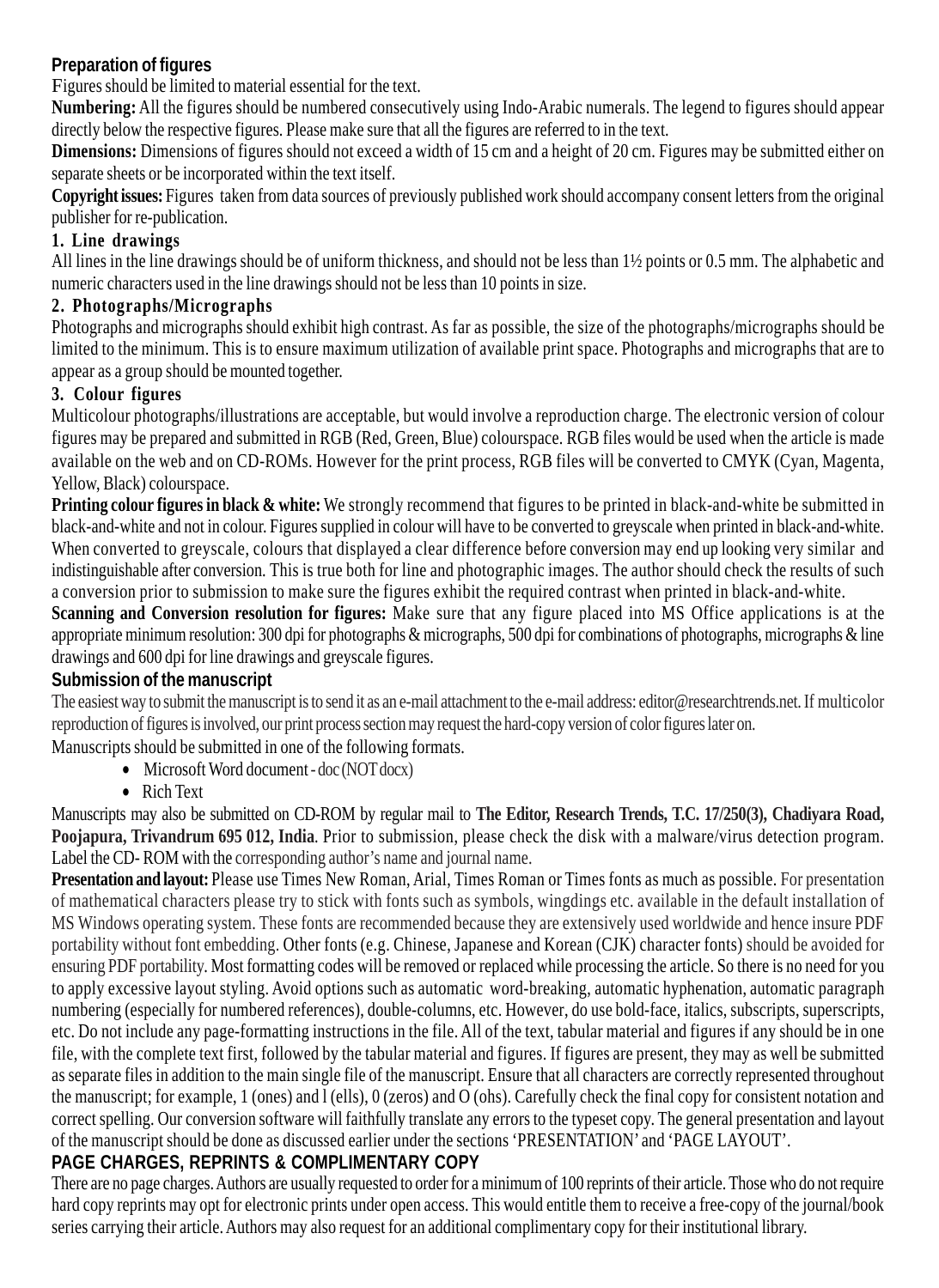### Preparation of figures

Figures should be limited to material essential for the text.

**Numbering:** All the figures should be numbered consecutively using Indo-Arabic numerals. The legend to figures should appear directly below the respective figures. Please make sure that all the figures are referred to in the text.

**Dimensions:** Dimensions of figures should not exceed a width of 15 cm and a height of 20 cm. Figures may be submitted either on separate sheets or be incorporated within the text itself.

**Copyright issues:** Figures taken from data sources of previously published work should accompany consent letters from the original publisher for re-publication.

#### 1. Line drawings

All lines in the line drawings should be of uniform thickness, and should not be less than 1½ points or 0.5 mm. The alphabetic and numeric characters used in the line drawings should not be less than 10 points in size.

#### 2. Photographs/Micrographs

Photographs and micrographs should exhibit high contrast. As far as possible, the size of the photographs/micrographs should be limited to the minimum. This is to ensure maximum utilization of available print space. Photographs and micrographs that are to appear as a group should be mounted together.

#### 3. Colour figures

Multicolour photographs/illustrations are acceptable, but would involve a reproduction charge. The electronic version of colour figures may be prepared and submitted in RGB (Red, Green, Blue) colourspace. RGB files would be used when the article is made available on the web and on CD-ROMs. However for the print process, RGB files will be converted to CMYK (Cyan, Magenta, Yellow, Black) colourspace.

**Printing colour figures in black & white:** We strongly recommend that figures to be printed in black-and-white be submitted in black-and-white and not in colour. Figures supplied in colour will have to be converted to greyscale when printed in black-and-white. When converted to greyscale, colours that displayed a clear difference before conversion may end up looking very similar and indistinguishable after conversion. This is true both for line and photographic images. The author should check the results of such a conversion prior to submission to make sure the figures exhibit the required contrast when printed in black-and-white.

**Scanning and Conversion resolution for figures:** Make sure that any figure placed into MS Office applications is at the appropriate minimum resolution: 300 dpi for photographs & micrographs, 500 dpi for combinations of photographs, micrographs & line drawings and 600 dpi for line drawings and greyscale figures.

### Submission of the manuscript

The easiest way to submit the manuscript is to send it as an e-mail attachment to the e-mail address: editor@researchtrends.net. If multicolor reproduction of figures is involved, our print process section may request the hard-copy version of color figures later on.

Manuscripts should be submitted in one of the following formats.

- Microsoft Word document - doc (NOT docx)
- Rich Text

Manuscripts may also be submitted on CD-ROM by regular mail to **The Editor, Research Trends, T.C. 17/250(3), Chadiyara Road, Poojapura, Trivandrum 695 012, India**. Prior to submission, please check the disk with a malware/virus detection program. Label the CD- ROM with the corresponding author's name and journal name.

**Presentation and layout:** Please use Times New Roman, Arial, Times Roman or Times fonts as much as possible. For presentation of mathematical characters please try to stick with fonts such as symbols, wingdings etc. available in the default installation of MS Windows operating system. These fonts are recommended because they are extensively used worldwide and hence insure PDF portability without font embedding. Other fonts (e.g. Chinese, Japanese and Korean (CJK) character fonts) should be avoided for ensuring PDF portability. Most formatting codes will be removed or replaced while processing the article. So there is no need for you to apply excessive layout styling. Avoid options such as automatic word-breaking, automatic hyphenation, automatic paragraph numbering (especially for numbered references), double-columns, etc. However, do use bold-face, italics, subscripts, superscripts, etc. Do not include any page-formatting instructions in the file. All of the text, tabular material and figures if any should be in one file, with the complete text first, followed by the tabular material and figures. If figures are present, they may as well be submitted as separate files in addition to the main single file of the manuscript. Ensure that all characters are correctly represented throughout the manuscript; for example, 1 (ones) and l (ells), 0 (zeros) and O (ohs). Carefully check the final copy for consistent notation and correct spelling. Our conversion software will faithfully translate any errors to the typeset copy. The general presentation and layout of the manuscript should be done as discussed earlier under the sections 'PRESENTATION' and 'PAGE LAYOUT'.

## PAGE CHARGES, REPRINTS & COMPLIMENTARY COPY

There are no page charges. Authors are usually requested to order for a minimum of 100 reprints of their article. Those who do not require hard copy reprints may opt for electronic prints under open access. This would entitle them to receive a free-copy of the journal/book series carrying their article. Authors may also request for an additional complimentary copy for their institutional library.